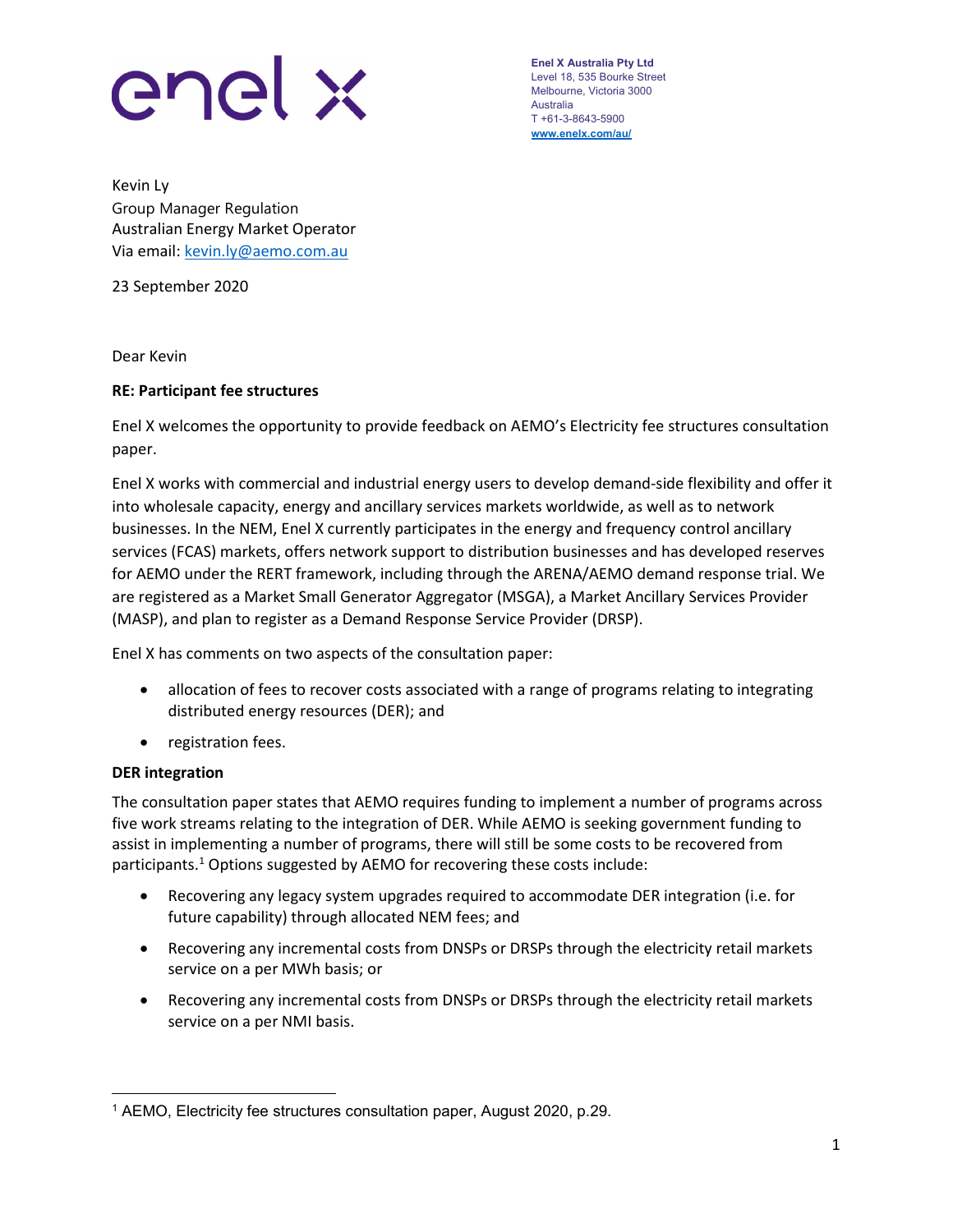enel x

**Enel X Australia Pty Ltd**
Level 18, 535 Bourke Street
Melbourne, Victoria 3000
Australia
T +61-3-8643-5900
www.enelx.com/au/

Kevin Ly
Group Manager Regulation
Australian Energy Market Operator
Via email: kevin.ly@aemo.com.au

23 September 2020

Dear Kevin

**RE: Participant fee structures**

Enel X welcomes the opportunity to provide feedback on AEMO's Electricity fee structures consultation paper.

Enel X works with commercial and industrial energy users to develop demand-side flexibility and offer it into wholesale capacity, energy and ancillary services markets worldwide, as well as to network businesses. In the NEM, Enel X currently participates in the energy and frequency control ancillary services (FCAS) markets, offers network support to distribution businesses and has developed reserves for AEMO under the RERT framework, including through the ARENA/AEMO demand response trial. We are registered as a Market Small Generator Aggregator (MSGA), a Market Ancillary Services Provider (MASP), and plan to register as a Demand Response Service Provider (DRSP).

Enel X has comments on two aspects of the consultation paper:

- allocation of fees to recover costs associated with a range of programs relating to integrating distributed energy resources (DER); and
- registration fees.

**DER integration**

The consultation paper states that AEMO requires funding to implement a number of programs across five work streams relating to the integration of DER. While AEMO is seeking government funding to assist in implementing a number of programs, there will still be some costs to be recovered from participants.[1] Options suggested by AEMO for recovering these costs include:

- Recovering any legacy system upgrades required to accommodate DER integration (i.e. for future capability) through allocated NEM fees; and
- Recovering any incremental costs from DNSPs or DRSPs through the electricity retail markets service on a per MWh basis; or
- Recovering any incremental costs from DNSPs or DRSPs through the electricity retail markets service on a per NMI basis.

[1] AEMO, Electricity fee structures consultation paper, August 2020, p.29.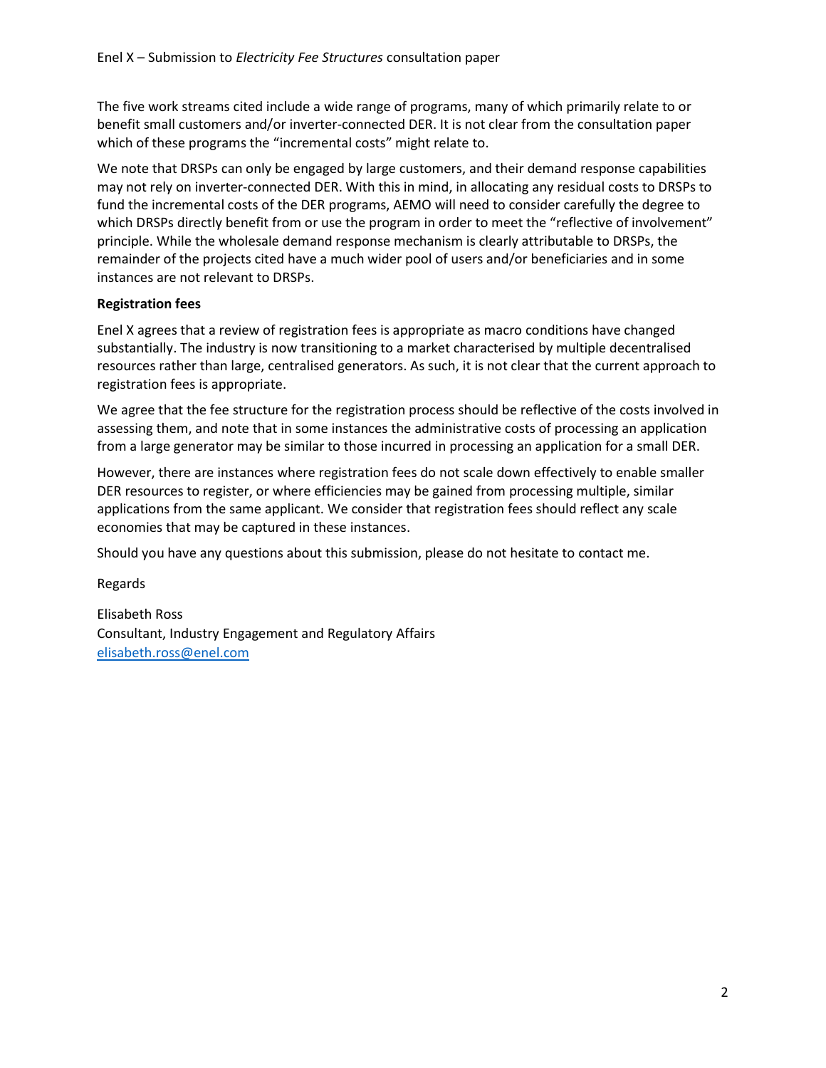The five work streams cited include a wide range of programs, many of which primarily relate to or benefit small customers and/or inverter-connected DER. It is not clear from the consultation paper which of these programs the "incremental costs" might relate to.

We note that DRSPs can only be engaged by large customers, and their demand response capabilities may not rely on inverter-connected DER. With this in mind, in allocating any residual costs to DRSPs to fund the incremental costs of the DER programs, AEMO will need to consider carefully the degree to which DRSPs directly benefit from or use the program in order to meet the "reflective of involvement" principle. While the wholesale demand response mechanism is clearly attributable to DRSPs, the remainder of the projects cited have a much wider pool of users and/or beneficiaries and in some instances are not relevant to DRSPs.

**Registration fees**

Enel X agrees that a review of registration fees is appropriate as macro conditions have changed substantially. The industry is now transitioning to a market characterised by multiple decentralised resources rather than large, centralised generators. As such, it is not clear that the current approach to registration fees is appropriate.

We agree that the fee structure for the registration process should be reflective of the costs involved in assessing them, and note that in some instances the administrative costs of processing an application from a large generator may be similar to those incurred in processing an application for a small DER.

However, there are instances where registration fees do not scale down effectively to enable smaller DER resources to register, or where efficiencies may be gained from processing multiple, similar applications from the same applicant. We consider that registration fees should reflect any scale economies that may be captured in these instances.

Should you have any questions about this submission, please do not hesitate to contact me.

Regards

Elisabeth Ross
Consultant, Industry Engagement and Regulatory Affairs
elisabeth.ross@enel.com